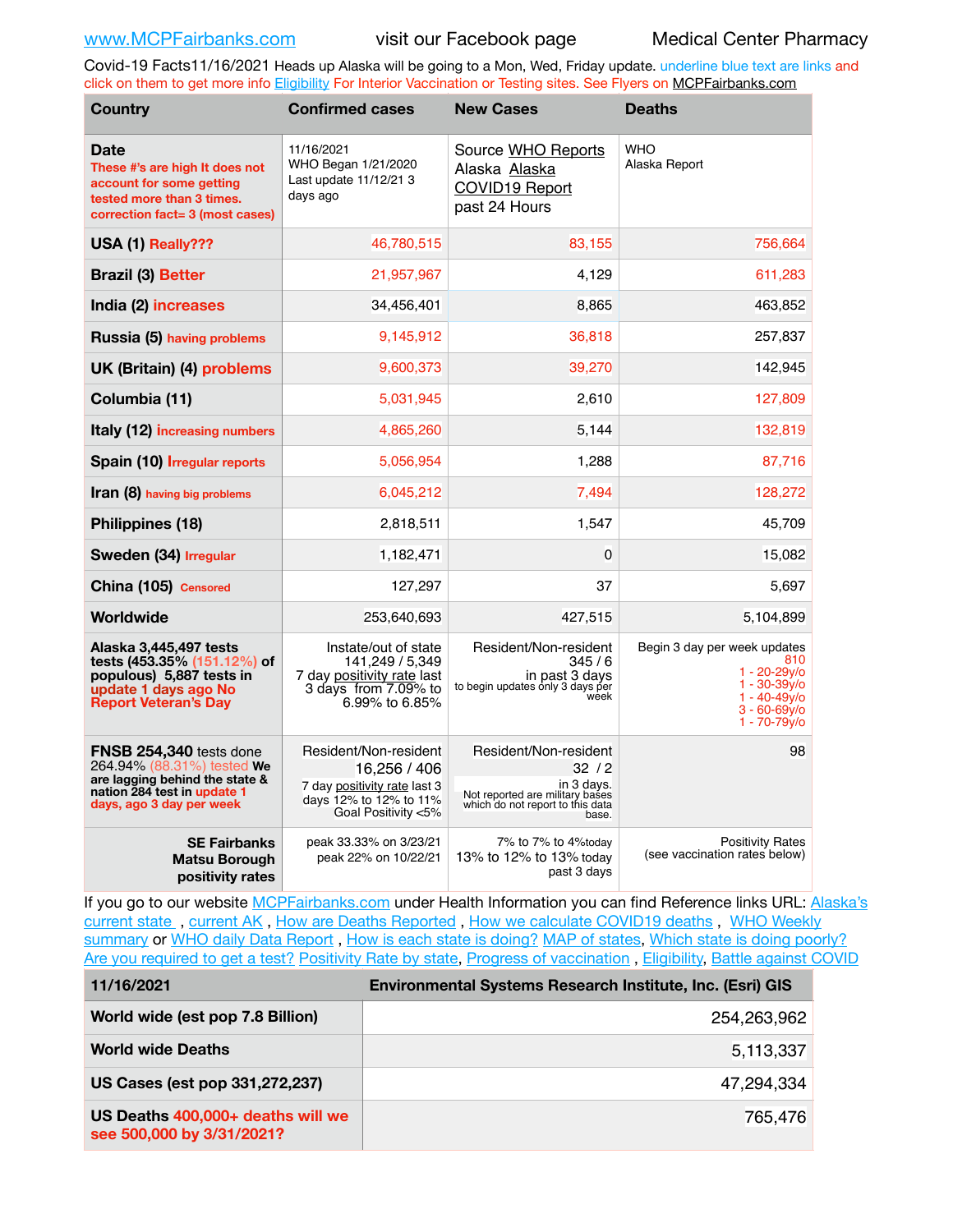www.MCPFairbanks.com visit our Facebook page Medical Center Pharmacy

Covid-19 Facts11/16/2021 Heads up Alaska will be going to a Mon, Wed, Friday update. underline blue text are links and click on them to get more info Eligibility For Interior Vaccination or Testing sites. See Flyers on MCPFairbanks.com

| Country | Confirmed cases | New Cases | Deaths |
|---|---|---|---|
| **Date** These #'s are high It does not account for some getting tested more than 3 times. correction fact= 3 (most cases) | 11/16/2021 WHO Began 1/21/2020 Last update 11/12/21 3 days ago | Source WHO Reports Alaska Alaska COVID19 Report past 24 Hours | WHO Alaska Report |
| **USA (1)** Really??? | 46,780,515 | 83,155 | 756,664 |
| **Brazil (3)** Better | 21,957,967 | 4,129 | 611,283 |
| **India (2)** increases | 34,456,401 | 8,865 | 463,852 |
| **Russia (5)** having problems | 9,145,912 | 36,818 | 257,837 |
| **UK (Britain) (4)** problems | 9,600,373 | 39,270 | 142,945 |
| **Columbia (11)** | 5,031,945 | 2,610 | 127,809 |
| **Italy (12)** increasing numbers | 4,865,260 | 5,144 | 132,819 |
| **Spain (10)** Irregular reports | 5,056,954 | 1,288 | 87,716 |
| **Iran (8)** having big problems | 6,045,212 | 7,494 | 128,272 |
| **Philippines (18)** | 2,818,511 | 1,547 | 45,709 |
| **Sweden (34)** Irregular | 1,182,471 | 0 | 15,082 |
| **China (105)** Censored | 127,297 | 37 | 5,697 |
| **Worldwide** | 253,640,693 | 427,515 | 5,104,899 |
| **Alaska 3,445,497 tests tests (453.35%** (151.12%) **of populous) 5,887 tests in** update 1 days ago No Report Veteran's Day | Instate/out of state 141,249 / 5,349 7 day positivity rate last 3 days from 7.09% to 6.99% to 6.85% | Resident/Non-resident 345 / 6 in past 3 days to begin updates only 3 days per week | Begin 3 day per week updates 810 1 - 20-29y/o 1 - 30-39y/o 1 - 40-49y/o 3 - 60-69y/o 1 - 70-79y/o |
| **FNSB 254,340** tests done 264.94% (88.31%) tested **We are lagging behind the state & nation 284 test in** update 1 days, ago 3 day per week | Resident/Non-resident 16,256 / 406 7 day positivity rate last 3 days 12% to 12% to 11% Goal Positivity <5% | Resident/Non-resident 32 / 2 in 3 days. Not reported are military bases which do not report to this data base. | 98 |
| **SE Fairbanks Matsu Borough positivity rates** | peak 33.33% on 3/23/21 peak 22% on 10/22/21 | 7% to 7% to 4%today 13% to 12% to 13% today past 3 days | Positivity Rates (see vaccination rates below) |

If you go to our website MCPFairbanks.com under Health Information you can find Reference links URL: Alaska's current state , current AK , How are Deaths Reported , How we calculate COVID19 deaths , WHO Weekly summary or WHO daily Data Report , How is each state is doing? MAP of states, Which state is doing poorly? Are you required to get a test? Positivity Rate by state, Progress of vaccination , Eligibility, Battle against COVID

| 11/16/2021 | Environmental Systems Research Institute, Inc. (Esri) GIS |
|---|---|
| **World wide (est pop 7.8 Billion)** | 254,263,962 |
| **World wide Deaths** | 5,113,337 |
| **US Cases (est pop 331,272,237)** | 47,294,334 |
| **US Deaths** 400,000+ deaths will we see 500,000 by 3/31/2021? | 765,476 |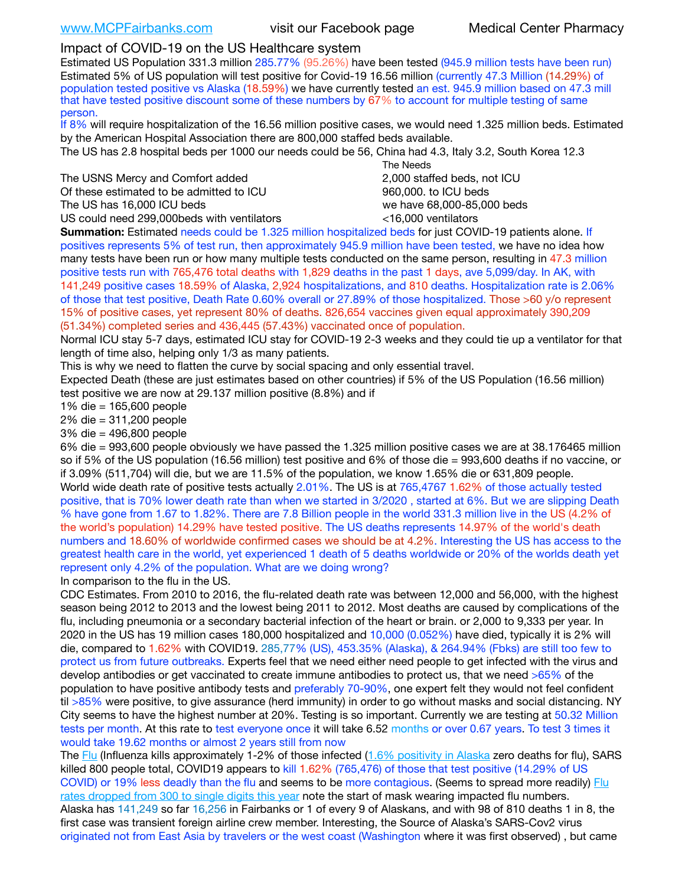www.MCPFairbanks.com visit our Facebook page Medical Center Pharmacy

## Impact of COVID-19 on the US Healthcare system

Estimated US Population 331.3 million 285.77% (95.26%) have been tested (945.9 million tests have been run) Estimated 5% of US population will test positive for Covid-19 16.56 million (currently 47.3 Million (14.29%) of population tested positive vs Alaska (18.59%) we have currently tested an est. 945.9 million based on 47.3 mill that have tested positive discount some of these numbers by 67% to account for multiple testing of same person.

If 8% will require hospitalization of the 16.56 million positive cases, we would need 1.325 million beds. Estimated by the American Hospital Association there are 800,000 staffed beds available.

The US has 2.8 hospital beds per 1000 our needs could be 56, China had 4.3, Italy 3.2, South Korea 12.3

| | The Needs |
|---|---|
| The USNS Mercy and Comfort added | 2,000 staffed beds, not ICU |
| Of these estimated to be admitted to ICU | 960,000. to ICU beds |
| The US has 16,000 ICU beds | we have 68,000-85,000 beds |
| US could need 299,000beds with ventilators | <16,000 ventilators |

**Summation:** Estimated needs could be 1.325 million hospitalized beds for just COVID-19 patients alone. If positives represents 5% of test run, then approximately 945.9 million have been tested, we have no idea how many tests have been run or how many multiple tests conducted on the same person, resulting in 47.3 million positive tests run with 765,476 total deaths with 1,829 deaths in the past 1 days, ave 5,099/day. In AK, with 141,249 positive cases 18.59% of Alaska, 2,924 hospitalizations, and 810 deaths. Hospitalization rate is 2.06% of those that test positive, Death Rate 0.60% overall or 27.89% of those hospitalized. Those >60 y/o represent 15% of positive cases, yet represent 80% of deaths. 826,654 vaccines given equal approximately 390,209 (51.34%) completed series and 436,445 (57.43%) vaccinated once of population.

Normal ICU stay 5-7 days, estimated ICU stay for COVID-19 2-3 weeks and they could tie up a ventilator for that length of time also, helping only 1/3 as many patients.

This is why we need to flatten the curve by social spacing and only essential travel.

Expected Death (these are just estimates based on other countries) if 5% of the US Population (16.56 million) test positive we are now at 29.137 million positive (8.8%) and if

1% die = 165,600 people
2% die = 311,200 people
3% die = 496,800 people
6% die = 993,600 people obviously we have passed the 1.325 million positive cases we are at 38.176465 million so if 5% of the US population (16.56 million) test positive and 6% of those die = 993,600 deaths if no vaccine, or if 3.09% (511,704) will die, but we are 11.5% of the population, we know 1.65% die or 631,809 people.

World wide death rate of positive tests actually 2.01%. The US is at 765,4767 1.62% of those actually tested positive, that is 70% lower death rate than when we started in 3/2020 , started at 6%. But we are slipping Death % have gone from 1.67 to 1.82%. There are 7.8 Billion people in the world 331.3 million live in the US (4.2% of the world's population) 14.29% have tested positive. The US deaths represents 14.97% of the world's death numbers and 18.60% of worldwide confirmed cases we should be at 4.2%. Interesting the US has access to the greatest health care in the world, yet experienced 1 death of 5 deaths worldwide or 20% of the worlds death yet represent only 4.2% of the population. What are we doing wrong?

In comparison to the flu in the US.

CDC Estimates. From 2010 to 2016, the flu-related death rate was between 12,000 and 56,000, with the highest season being 2012 to 2013 and the lowest being 2011 to 2012. Most deaths are caused by complications of the flu, including pneumonia or a secondary bacterial infection of the heart or brain. or 2,000 to 9,333 per year. In 2020 in the US has 19 million cases 180,000 hospitalized and 10,000 (0.052%) have died, typically it is 2% will die, compared to 1.62% with COVID19. 285,77% (US), 453.35% (Alaska), & 264.94% (Fbks) are still too few to protect us from future outbreaks. Experts feel that we need either need people to get infected with the virus and develop antibodies or get vaccinated to create immune antibodies to protect us, that we need >65% of the population to have positive antibody tests and preferably 70-90%, one expert felt they would not feel confident til >85% were positive, to give assurance (herd immunity) in order to go without masks and social distancing. NY City seems to have the highest number at 20%. Testing is so important. Currently we are testing at 50.32 Million tests per month. At this rate to test everyone once it will take 6.52 months or over 0.67 years. To test 3 times it would take 19.62 months or almost 2 years still from now

The Flu (Influenza kills approximately 1-2% of those infected (1.6% positivity in Alaska zero deaths for flu), SARS killed 800 people total, COVID19 appears to kill 1.62% (765,476) of those that test positive (14.29% of US COVID) or 19% less deadly than the flu and seems to be more contagious. (Seems to spread more readily) Flu rates dropped from 300 to single digits this year note the start of mask wearing impacted flu numbers.

Alaska has 141,249 so far 16,256 in Fairbanks or 1 of every 9 of Alaskans, and with 98 of 810 deaths 1 in 8, the first case was transient foreign airline crew member. Interesting, the Source of Alaska's SARS-Cov2 virus originated not from East Asia by travelers or the west coast (Washington where it was first observed) , but came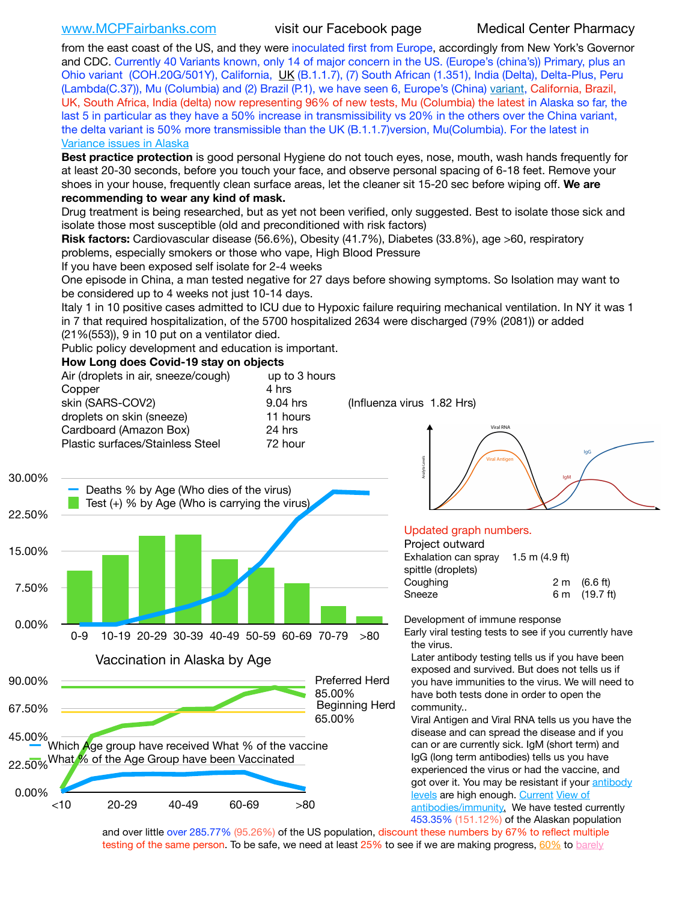www.MCPFairbanks.com visit our Facebook page Medical Center Pharmacy

from the east coast of the US, and they were inoculated first from Europe, accordingly from New York's Governor and CDC. Currently 40 Variants known, only 14 of major concern in the US. (Europe's (china's)) Primary, plus an Ohio variant (COH.20G/501Y), California, UK (B.1.1.7), (7) South African (1.351), India (Delta), Delta-Plus, Peru (Lambda(C.37)), Mu (Columbia) and (2) Brazil (P.1), we have seen 6, Europe's (China) variant, California, Brazil, UK, South Africa, India (delta) now representing 96% of new tests, Mu (Columbia) the latest in Alaska so far, the last 5 in particular as they have a 50% increase in transmissibility vs 20% in the others over the China variant, the delta variant is 50% more transmissible than the UK (B.1.1.7)version, Mu(Columbia). For the latest in Variance issues in Alaska

**Best practice protection** is good personal Hygiene do not touch eyes, nose, mouth, wash hands frequently for at least 20-30 seconds, before you touch your face, and observe personal spacing of 6-18 feet. Remove your shoes in your house, frequently clean surface areas, let the cleaner sit 15-20 sec before wiping off. **We are recommending to wear any kind of mask.**

Drug treatment is being researched, but as yet not been verified, only suggested. Best to isolate those sick and isolate those most susceptible (old and preconditioned with risk factors)

**Risk factors:** Cardiovascular disease (56.6%), Obesity (41.7%), Diabetes (33.8%), age >60, respiratory problems, especially smokers or those who vape, High Blood Pressure

If you have been exposed self isolate for 2-4 weeks

One episode in China, a man tested negative for 27 days before showing symptoms. So Isolation may want to be considered up to 4 weeks not just 10-14 days.

Italy 1 in 10 positive cases admitted to ICU due to Hypoxic failure requiring mechanical ventilation. In NY it was 1 in 7 that required hospitalization, of the 5700 hospitalized 2634 were discharged (79% (2081)) or added (21%(553)), 9 in 10 put on a ventilator died.

Public policy development and education is important.

**How Long does Covid-19 stay on objects**

| Surface | Duration | |
|---|---|---|
| Air (droplets in air, sneeze/cough) | up to 3 hours | |
| Copper | 4 hrs | |
| skin (SARS-COV2) | 9.04 hrs | (Influenza virus 1.82 Hrs) |
| droplets on skin (sneeze) | 11 hours | |
| Cardboard (Amazon Box) | 24 hrs | |
| Plastic surfaces/Stainless Steel | 72 hour | |

Updated graph numbers.

Project outward

| | | |
|---|---|---|
| Exhalation can spray spittle (droplets) | 1.5 m | (4.9 ft) |
| Coughing | 2 m | (6.6 ft) |
| Sneeze | 6 m | (19.7 ft) |

Development of immune response

Early viral testing tests to see if you currently have the virus.

Later antibody testing tells us if you have been exposed and survived. But does not tells us if you have immunities to the virus. We will need to have both tests done in order to open the community..

Viral Antigen and Viral RNA tells us you have the disease and can spread the disease and if you can or are currently sick. IgM (short term) and IgG (long term antibodies) tells us you have experienced the virus or had the vaccine, and got over it. You may be resistant if your antibody levels are high enough. Current View of antibodies/immunity. We have tested currently 453.35% (151.12%) of the Alaskan population and over little over 285.77% (95.26%) of the US population, discount these numbers by 67% to reflect multiple testing of the same person. To be safe, we need at least 25% to see if we are making progress, 60% to barely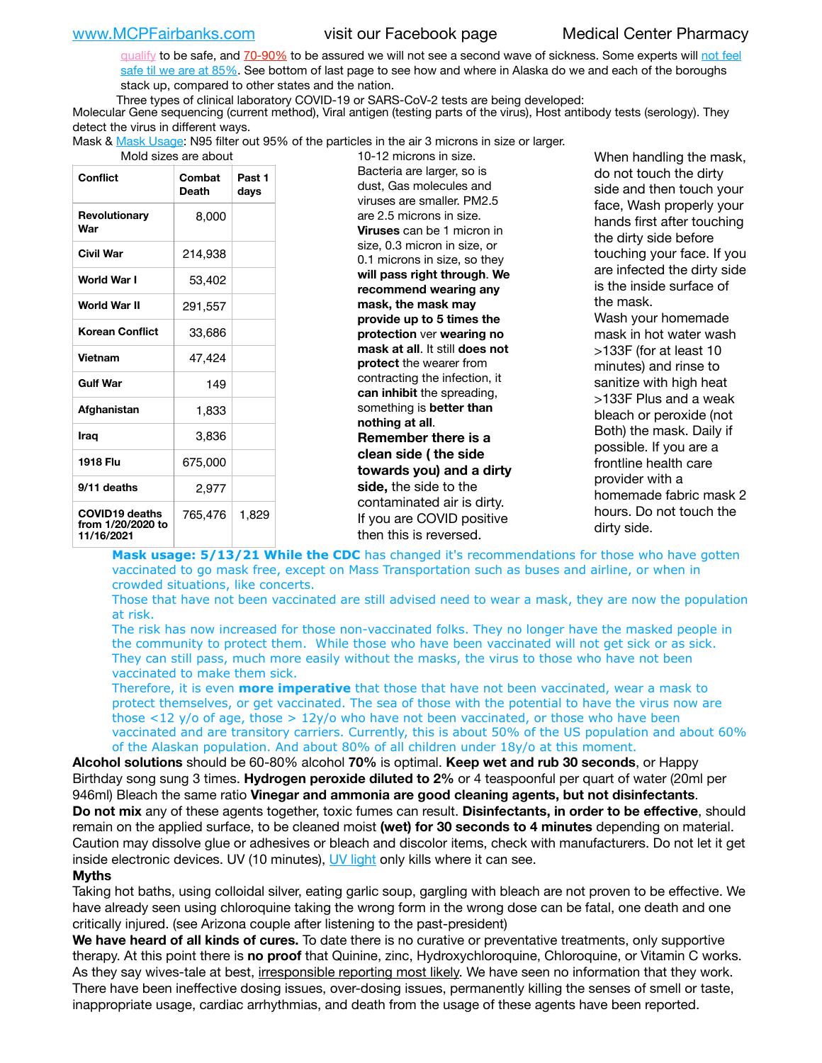qualify to be safe, and 70-90% to be assured we will not see a second wave of sickness. Some experts will not feel safe til we are at 85%. See bottom of last page to see how and where in Alaska do we and each of the boroughs stack up, compared to other states and the nation.

Three types of clinical laboratory COVID-19 or SARS-CoV-2 tests are being developed:
Molecular Gene sequencing (current method), Viral antigen (testing parts of the virus), Host antibody tests (serology). They detect the virus in different ways.

Mask & Mask Usage: N95 filter out 95% of the particles in the air 3 microns in size or larger. Mold sizes are about 10-12 microns in size. Bacteria are larger, so is dust, Gas molecules and viruses are smaller. PM2.5 are 2.5 microns in size. **Viruses** can be 1 micron in size, 0.3 micron in size, or 0.1 microns in size, so they **will pass right through**. **We recommend wearing any mask, the mask may provide up to 5 times the protection** ver **wearing no mask at all**. It still **does not protect** the wearer from contracting the infection, it **can inhibit** the spreading, something is **better than nothing at all**.

**Remember there is a clean side ( the side towards you) and a dirty side,** the side to the contaminated air is dirty. If you are COVID positive then this is reversed.

When handling the mask, do not touch the dirty side and then touch your face, Wash properly your hands first after touching the dirty side before touching your face. If you are infected the dirty side is the inside surface of the mask.

Wash your homemade mask in hot water wash >133F (for at least 10 minutes) and rinse to sanitize with high heat >133F Plus and a weak bleach or peroxide (not Both) the mask. Daily if possible. If you are a frontline health care provider with a homemade fabric mask 2 hours. Do not touch the dirty side.

| Conflict | Combat Death | Past 1 days |
|---|---|---|
| Revolutionary War | 8,000 | |
| Civil War | 214,938 | |
| World War I | 53,402 | |
| World War II | 291,557 | |
| Korean Conflict | 33,686 | |
| Vietnam | 47,424 | |
| Gulf War | 149 | |
| Afghanistan | 1,833 | |
| Iraq | 3,836 | |
| 1918 Flu | 675,000 | |
| 9/11 deaths | 2,977 | |
| COVID19 deaths from 1/20/2020 to 11/16/2021 | 765,476 | 1,829 |

**Mask usage: 5/13/21 While the CDC** has changed it's recommendations for those who have gotten vaccinated to go mask free, except on Mass Transportation such as buses and airline, or when in crowded situations, like concerts.

Those that have not been vaccinated are still advised need to wear a mask, they are now the population at risk.

The risk has now increased for those non-vaccinated folks. They no longer have the masked people in the community to protect them. While those who have been vaccinated will not get sick or as sick. They can still pass, much more easily without the masks, the virus to those who have not been vaccinated to make them sick.

Therefore, it is even **more imperative** that those that have not been vaccinated, wear a mask to protect themselves, or get vaccinated. The sea of those with the potential to have the virus now are those <12 y/o of age, those > 12y/o who have not been vaccinated, or those who have been vaccinated and are transitory carriers. Currently, this is about 50% of the US population and about 60% of the Alaskan population. And about 80% of all children under 18y/o at this moment.

**Alcohol solutions** should be 60-80% alcohol **70%** is optimal. **Keep wet and rub 30 seconds**, or Happy Birthday song sung 3 times. **Hydrogen peroxide diluted to 2%** or 4 teaspoonful per quart of water (20ml per 946ml) Bleach the same ratio **Vinegar and ammonia are good cleaning agents, but not disinfectants**. **Do not mix** any of these agents together, toxic fumes can result. **Disinfectants, in order to be effective**, should remain on the applied surface, to be cleaned moist **(wet) for 30 seconds to 4 minutes** depending on material. Caution may dissolve glue or adhesives or bleach and discolor items, check with manufacturers. Do not let it get inside electronic devices. UV (10 minutes), UV light only kills where it can see.

**Myths**

Taking hot baths, using colloidal silver, eating garlic soup, gargling with bleach are not proven to be effective. We have already seen using chloroquine taking the wrong form in the wrong dose can be fatal, one death and one critically injured. (see Arizona couple after listening to the past-president)

**We have heard of all kinds of cures.** To date there is no curative or preventative treatments, only supportive therapy. At this point there is **no proof** that Quinine, zinc, Hydroxychloroquine, Chloroquine, or Vitamin C works. As they say wives-tale at best, irresponsible reporting most likely. We have seen no information that they work. There have been ineffective dosing issues, over-dosing issues, permanently killing the senses of smell or taste, inappropriate usage, cardiac arrhythmias, and death from the usage of these agents have been reported.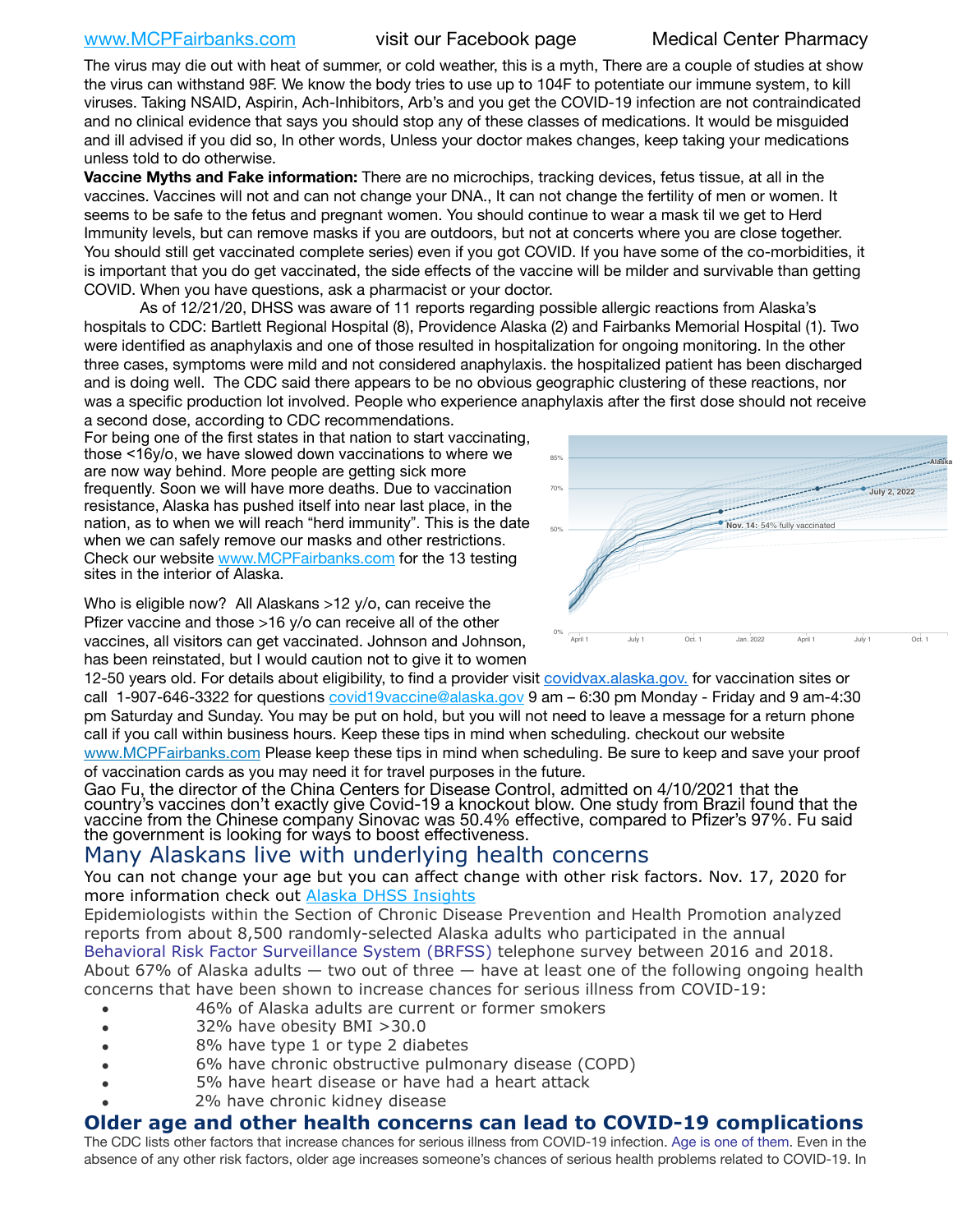The virus may die out with heat of summer, or cold weather, this is a myth, There are a couple of studies at show the virus can withstand 98F. We know the body tries to use up to 104F to potentiate our immune system, to kill viruses. Taking NSAID, Aspirin, Ach-Inhibitors, Arb's and you get the COVID-19 infection are not contraindicated and no clinical evidence that says you should stop any of these classes of medications. It would be misguided and ill advised if you did so, In other words, Unless your doctor makes changes, keep taking your medications unless told to do otherwise.

**Vaccine Myths and Fake information:** There are no microchips, tracking devices, fetus tissue, at all in the vaccines. Vaccines will not and can not change your DNA., It can not change the fertility of men or women. It seems to be safe to the fetus and pregnant women. You should continue to wear a mask til we get to Herd Immunity levels, but can remove masks if you are outdoors, but not at concerts where you are close together. You should still get vaccinated complete series) even if you got COVID. If you have some of the co-morbidities, it is important that you do get vaccinated, the side effects of the vaccine will be milder and survivable than getting COVID. When you have questions, ask a pharmacist or your doctor.

As of 12/21/20, DHSS was aware of 11 reports regarding possible allergic reactions from Alaska's hospitals to CDC: Bartlett Regional Hospital (8), Providence Alaska (2) and Fairbanks Memorial Hospital (1). Two were identified as anaphylaxis and one of those resulted in hospitalization for ongoing monitoring. In the other three cases, symptoms were mild and not considered anaphylaxis. the hospitalized patient has been discharged and is doing well. The CDC said there appears to be no obvious geographic clustering of these reactions, nor was a specific production lot involved. People who experience anaphylaxis after the first dose should not receive a second dose, according to CDC recommendations.

For being one of the first states in that nation to start vaccinating, those <16y/o, we have slowed down vaccinations to where we are now way behind. More people are getting sick more frequently. Soon we will have more deaths. Due to vaccination resistance, Alaska has pushed itself into near last place, in the nation, as to when we will reach "herd immunity". This is the date when we can safely remove our masks and other restrictions. Check our website www.MCPFairbanks.com for the 13 testing sites in the interior of Alaska.

Who is eligible now? All Alaskans >12 y/o, can receive the Pfizer vaccine and those >16 y/o can receive all of the other vaccines, all visitors can get vaccinated. Johnson and Johnson, has been reinstated, but I would caution not to give it to women 12-50 years old. For details about eligibility, to find a provider visit covidvax.alaska.gov. for vaccination sites or call 1-907-646-3322 for questions covid19vaccine@alaska.gov 9 am – 6:30 pm Monday - Friday and 9 am-4:30 pm Saturday and Sunday. You may be put on hold, but you will not need to leave a message for a return phone call if you call within business hours. Keep these tips in mind when scheduling. checkout our website www.MCPFairbanks.com Please keep these tips in mind when scheduling. Be sure to keep and save your proof of vaccination cards as you may need it for travel purposes in the future.

Gao Fu, the director of the China Centers for Disease Control, admitted on 4/10/2021 that the country's vaccines don't exactly give Covid-19 a knockout blow. One study from Brazil found that the vaccine from the Chinese company Sinovac was 50.4% effective, compared to Pfizer's 97%. Fu said the government is looking for ways to boost effectiveness.

## Many Alaskans live with underlying health concerns

You can not change your age but you can affect change with other risk factors. Nov. 17, 2020 for more information check out Alaska DHSS Insights

Epidemiologists within the Section of Chronic Disease Prevention and Health Promotion analyzed reports from about 8,500 randomly-selected Alaska adults who participated in the annual Behavioral Risk Factor Surveillance System (BRFSS) telephone survey between 2016 and 2018. About 67% of Alaska adults — two out of three — have at least one of the following ongoing health concerns that have been shown to increase chances for serious illness from COVID-19:

- 46% of Alaska adults are current or former smokers
- 32% have obesity BMI >30.0
- 8% have type 1 or type 2 diabetes
- 6% have chronic obstructive pulmonary disease (COPD)
- 5% have heart disease or have had a heart attack
- 2% have chronic kidney disease

## Older age and other health concerns can lead to COVID-19 complications

The CDC lists other factors that increase chances for serious illness from COVID-19 infection. Age is one of them. Even in the absence of any other risk factors, older age increases someone's chances of serious health problems related to COVID-19. In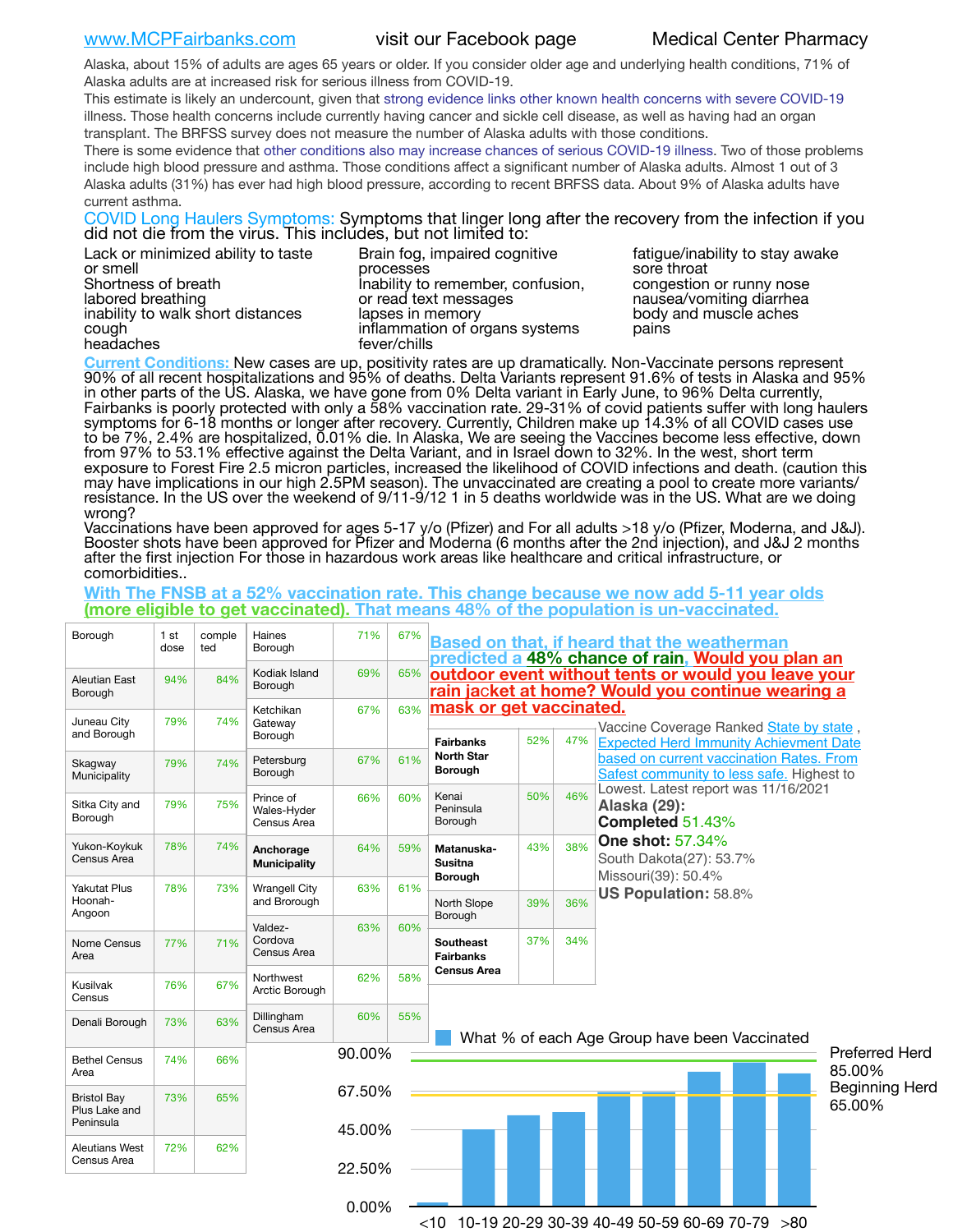www.MCPFairbanks.com visit our Facebook page Medical Center Pharmacy

Alaska, about 15% of adults are ages 65 years or older. If you consider older age and underlying health conditions, 71% of Alaska adults are at increased risk for serious illness from COVID-19.

This estimate is likely an undercount, given that strong evidence links other known health concerns with severe COVID-19 illness. Those health concerns include currently having cancer and sickle cell disease, as well as having had an organ transplant. The BRFSS survey does not measure the number of Alaska adults with those conditions.

There is some evidence that other conditions also may increase chances of serious COVID-19 illness. Two of those problems include high blood pressure and asthma. Those conditions affect a significant number of Alaska adults. Almost 1 out of 3 Alaska adults (31%) has ever had high blood pressure, according to recent BRFSS data. About 9% of Alaska adults have current asthma.

COVID Long Haulers Symptoms: Symptoms that linger long after the recovery from the infection if you did not die from the virus. This includes, but not limited to:

Lack or minimized ability to taste or smell
Shortness of breath
labored breathing
inability to walk short distances
cough
headaches
Brain fog, impaired cognitive processes
Inability to remember, confusion, or read text messages
lapses in memory
inflammation of organs systems
fever/chills
fatigue/inability to stay awake
sore throat
congestion or runny nose
nausea/vomiting diarrhea
body and muscle aches
pains

**Current Conditions:** New cases are up, positivity rates are up dramatically. Non-Vaccinate persons represent 90% of all recent hospitalizations and 95% of deaths. Delta Variants represent 91.6% of tests in Alaska and 95% in other parts of the US. Alaska, we have gone from 0% Delta variant in Early June, to 96% Delta currently, Fairbanks is poorly protected with only a 58% vaccination rate. 29-31% of covid patients suffer with long haulers symptoms for 6-18 months or longer after recovery. Currently, Children make up 14.3% of all COVID cases use to be 7%, 2.4% are hospitalized, 0.01% die. In Alaska, We are seeing the Vaccines become less effective, down from 97% to 53.1% effective against the Delta Variant, and in Israel down to 32%. In the west, short term exposure to Forest Fire 2.5 micron particles, increased the likelihood of COVID infections and death. (caution this may have implications in our high 2.5PM season). The unvaccinated are creating a pool to create more variants/ resistance. In the US over the weekend of 9/11-9/12 1 in 5 deaths worldwide was in the US. What are we doing wrong?

Vaccinations have been approved for ages 5-17 y/o (Pfizer) and For all adults >18 y/o (Pfizer, Moderna, and J&J). Booster shots have been approved for Pfizer and Moderna (6 months after the 2nd injection), and J&J 2 months after the first injection For those in hazardous work areas like healthcare and critical infrastructure, or comorbidities..

**With The FNSB at a 52% vaccination rate. This change because we now add 5-11 year olds (more eligible to get vaccinated). That means 48% of the population is un-vaccinated.**

**Based on that, if heard that the weatherman predicted a 48% chance of rain, Would you plan an outdoor event without tents or would you leave your rain jacket at home? Would you continue wearing a mask or get vaccinated.**

| Borough | 1 st dose | completed |
|---|---|---|
| Aleutian East Borough | 94% | 84% |
| Juneau City and Borough | 79% | 74% |
| Skagway Municipality | 79% | 74% |
| Sitka City and Borough | 79% | 75% |
| Yukon-Koykuk Census Area | 78% | 74% |
| Yakutat Plus Hoonah-Angoon | 78% | 73% |
| Nome Census Area | 77% | 71% |
| Kusilvak Census | 76% | 67% |
| Denali Borough | 73% | 63% |
| Bethel Census Area | 74% | 66% |
| Bristol Bay Plus Lake and Peninsula | 73% | 65% |
| Aleutians West Census Area | 72% | 62% |
| Haines Borough | 71% | 67% |
| Kodiak Island Borough | 69% | 65% |
| Ketchikan Gateway Borough | 67% | 63% |
| Petersburg Borough | 67% | 61% |
| Prince of Wales-Hyder Census Area | 66% | 60% |
| **Anchorage Municipality** | 64% | 59% |
| Wrangell City and Brorough | 63% | 61% |
| Valdez-Cordova Census Area | 63% | 60% |
| Northwest Arctic Borough | 62% | 58% |
| Dillingham Census Area | 60% | 55% |
| **Fairbanks North Star Borough** | 52% | 47% |
| Kenai Peninsula Borough | 50% | 46% |
| **Matanuska-Susitna Borough** | 43% | 38% |
| North Slope Borough | 39% | 36% |
| **Southeast Fairbanks Census Area** | 37% | 34% |

Vaccine Coverage Ranked State by state, Expected Herd Immunity Achievment Date based on current vaccination Rates. From Safest community to less safe. Highest to Lowest. Latest report was 11/16/2021

**Alaska (29):**
**Completed** 51.43%
**One shot:** 57.34%
South Dakota(27): 53.7%
Missouri(39): 50.4%
**US Population:** 58.8%

What % of each Age Group have been Vaccinated

90.00%
67.50%
45.00%
22.50%
0.00%

<10 10-19 20-29 30-39 40-49 50-59 60-69 70-79 >80

Preferred Herd 85.00%
Beginning Herd 65.00%